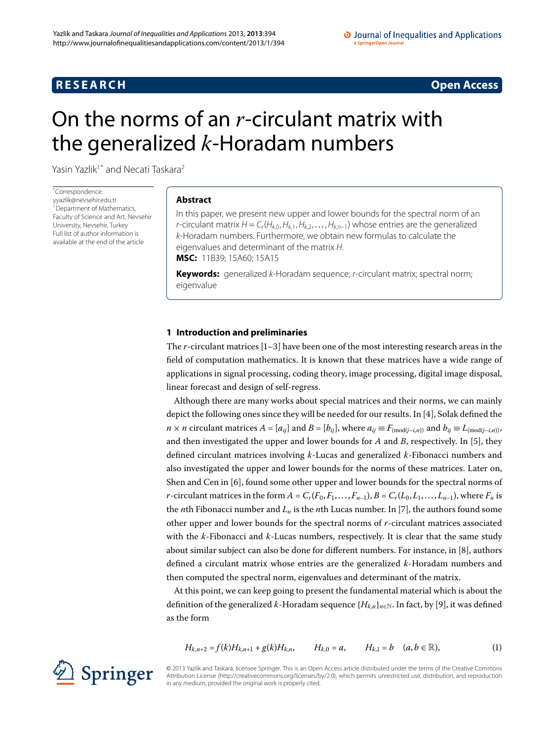**RESEARCH** **Open Access**

# On the norms of an $r$-circulant matrix with the generalized $k$-Horadam numbers

Yasin Yazlik[1*] and Necati Taskara[2]

*Correspondence: yyazlik@nevsehir.edu.tr
[1]Department of Mathematics, Faculty of Science and Art, Nevsehir University, Nevsehir, Turkey
Full list of author information is available at the end of the article

## Abstract

In this paper, we present new upper and lower bounds for the spectral norm of an $r$-circulant matrix $H = C_r(H_{k,0}, H_{k,1}, H_{k,2}, \ldots, H_{k,n-1})$ whose entries are the generalized $k$-Horadam numbers. Furthermore, we obtain new formulas to calculate the eigenvalues and determinant of the matrix $H$.

**MSC:** 11B39; 15A60; 15A15

**Keywords:** generalized $k$-Horadam sequence; $r$-circulant matrix; spectral norm; eigenvalue

## 1 Introduction and preliminaries

The $r$-circulant matrices [1–3] have been one of the most interesting research areas in the field of computation mathematics. It is known that these matrices have a wide range of applications in signal processing, coding theory, image processing, digital image disposal, linear forecast and design of self-regress.

Although there are many works about special matrices and their norms, we can mainly depict the following ones since they will be needed for our results. In [4], Solak defined the $n \times n$ circulant matrices $A = [a_{ij}]$ and $B = [b_{ij}]$, where $a_{ij} \equiv F_{(\text{mod}(j-i,n))}$ and $b_{ij} \equiv L_{(\text{mod}(j-i,n))}$, and then investigated the upper and lower bounds for $A$ and $B$, respectively. In [5], they defined circulant matrices involving $k$-Lucas and generalized $k$-Fibonacci numbers and also investigated the upper and lower bounds for the norms of these matrices. Later on, Shen and Cen in [6], found some other upper and lower bounds for the spectral norms of $r$-circulant matrices in the form $A = C_r(F_0, F_1, \ldots, F_{n-1})$, $B = C_r(L_0, L_1, \ldots, L_{n-1})$, where $F_n$ is the $n$th Fibonacci number and $L_n$ is the $n$th Lucas number. In [7], the authors found some other upper and lower bounds for the spectral norms of $r$-circulant matrices associated with the $k$-Fibonacci and $k$-Lucas numbers, respectively. It is clear that the same study about similar subject can also be done for different numbers. For instance, in [8], authors defined a circulant matrix whose entries are the generalized $k$-Horadam numbers and then computed the spectral norm, eigenvalues and determinant of the matrix.

At this point, we can keep going to present the fundamental material which is about the definition of the generalized $k$-Horadam sequence $\{H_{k,n}\}_{n\in\mathbb{N}}$. In fact, by [9], it was defined as the form

$$H_{k,n+2} = f(k)H_{k,n+1} + g(k)H_{k,n}, \qquad H_{k,0} = a, \qquad H_{k,1} = b \quad (a, b \in \mathbb{R}), \tag{1}$$

© 2013 Yazlik and Taskara; licensee Springer. This is an Open Access article distributed under the terms of the Creative Commons Attribution License (http://creativecommons.org/licenses/by/2.0), which permits unrestricted use, distribution, and reproduction in any medium, provided the original work is properly cited.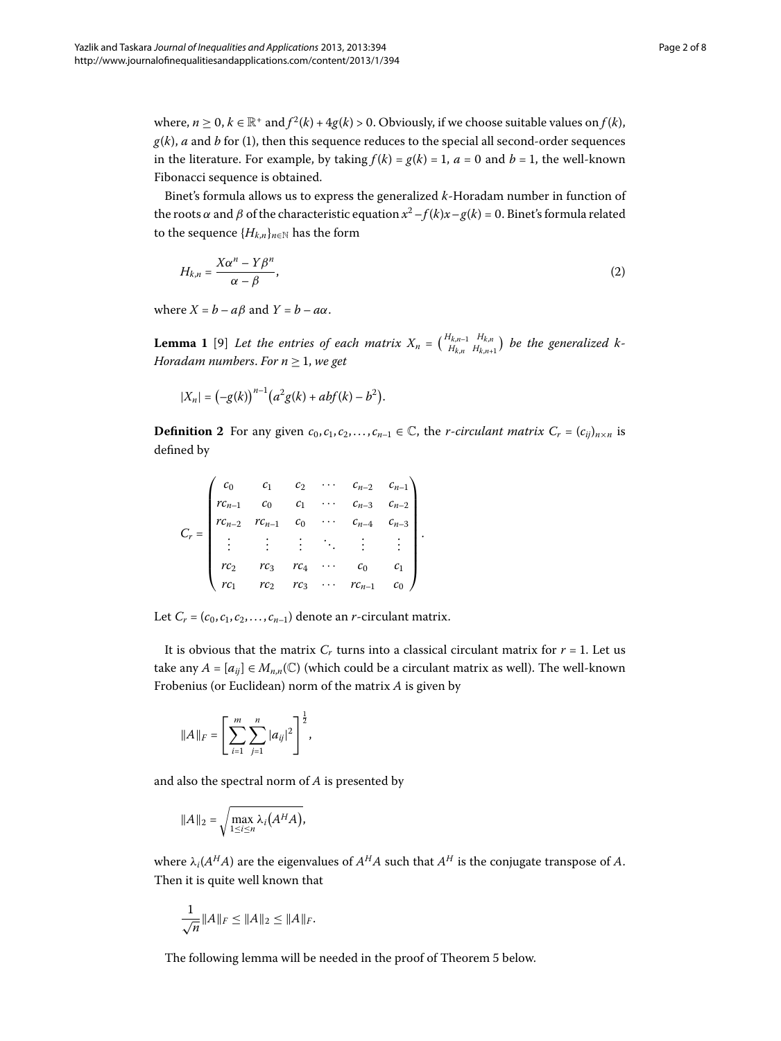where, $n \geq 0$, $k \in \mathbb{R}^+$ and $f^2(k) + 4g(k) > 0$. Obviously, if we choose suitable values on $f(k)$, $g(k)$, $a$ and $b$ for (1), then this sequence reduces to the special all second-order sequences in the literature. For example, by taking $f(k) = g(k) = 1$, $a = 0$ and $b = 1$, the well-known Fibonacci sequence is obtained.

Binet's formula allows us to express the generalized $k$-Horadam number in function of the roots $\alpha$ and $\beta$ of the characteristic equation $x^2 - f(k)x - g(k) = 0$. Binet's formula related to the sequence $\{H_{k,n}\}_{n\in\mathbb{N}}$ has the form

$$H_{k,n} = \frac{X\alpha^n - Y\beta^n}{\alpha - \beta}, \tag{2}$$

where $X = b - a\beta$ and $Y = b - a\alpha$.

**Lemma 1** [9] *Let the entries of each matrix* $X_n = \begin{pmatrix} H_{k,n-1} & H_{k,n} \\ H_{k,n} & H_{k,n+1} \end{pmatrix}$ *be the generalized k-Horadam numbers. For* $n \geq 1$, *we get*

$$|X_n| = \left(-g(k)\right)^{n-1}\left(a^2 g(k) + abf(k) - b^2\right).$$

**Definition 2** For any given $c_0, c_1, c_2, \ldots, c_{n-1} \in \mathbb{C}$, the *r-circulant matrix* $C_r = (c_{ij})_{n\times n}$ is defined by

$$C_r = \begin{pmatrix} c_0 & c_1 & c_2 & \cdots & c_{n-2} & c_{n-1} \\ rc_{n-1} & c_0 & c_1 & \cdots & c_{n-3} & c_{n-2} \\ rc_{n-2} & rc_{n-1} & c_0 & \cdots & c_{n-4} & c_{n-3} \\ \vdots & \vdots & \vdots & \ddots & \vdots & \vdots \\ rc_2 & rc_3 & rc_4 & \cdots & c_0 & c_1 \\ rc_1 & rc_2 & rc_3 & \cdots & rc_{n-1} & c_0 \end{pmatrix}.$$

Let $C_r = (c_0, c_1, c_2, \ldots, c_{n-1})$ denote an $r$-circulant matrix.

It is obvious that the matrix $C_r$ turns into a classical circulant matrix for $r = 1$. Let us take any $A = [a_{ij}] \in M_{n,n}(\mathbb{C})$ (which could be a circulant matrix as well). The well-known Frobenius (or Euclidean) norm of the matrix $A$ is given by

$$\|A\|_F = \left[\sum_{i=1}^{m}\sum_{j=1}^{n} |a_{ij}|^2\right]^{\frac{1}{2}},$$

and also the spectral norm of $A$ is presented by

$$\|A\|_2 = \sqrt{\max_{1\leq i\leq n} \lambda_i\left(A^H A\right)},$$

where $\lambda_i(A^H A)$ are the eigenvalues of $A^H A$ such that $A^H$ is the conjugate transpose of $A$. Then it is quite well known that

$$\frac{1}{\sqrt{n}}\|A\|_F \leq \|A\|_2 \leq \|A\|_F.$$

The following lemma will be needed in the proof of Theorem 5 below.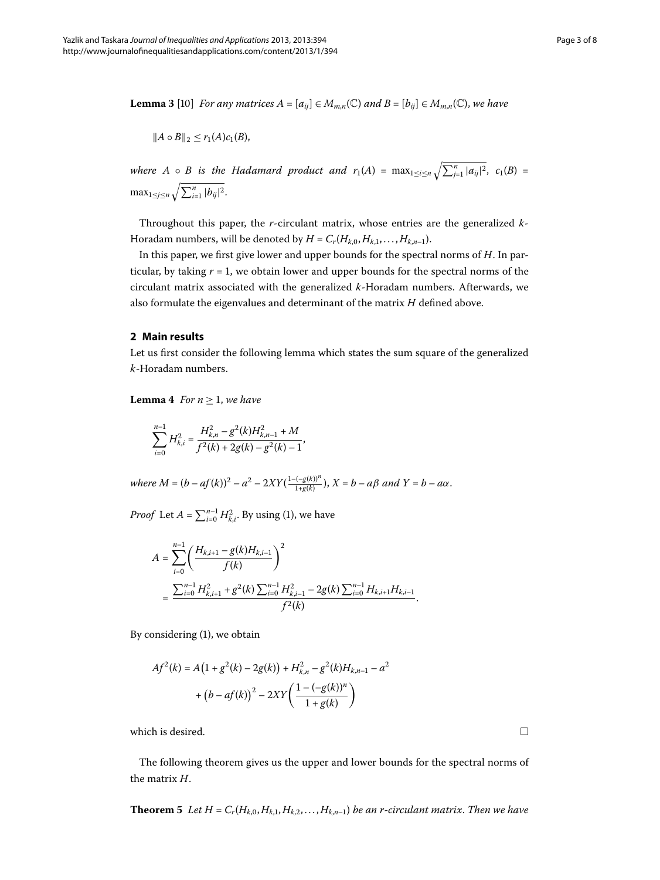**Lemma 3** [10] *For any matrices $A = [a_{ij}] \in M_{m,n}(\mathbb{C})$ and $B = [b_{ij}] \in M_{m,n}(\mathbb{C})$, we have*

$$\|A \circ B\|_2 \leq r_1(A)c_1(B),$$

*where $A \circ B$ is the Hadamard product and $r_1(A) = \max_{1\leq i\leq n} \sqrt{\sum_{j=1}^{n} |a_{ij}|^2}$, $c_1(B) = \max_{1\leq j\leq n} \sqrt{\sum_{i=1}^{n} |b_{ij}|^2}$.*

Throughout this paper, the $r$-circulant matrix, whose entries are the generalized $k$-Horadam numbers, will be denoted by $H = C_r(H_{k,0}, H_{k,1}, \ldots, H_{k,n-1})$.

In this paper, we first give lower and upper bounds for the spectral norms of $H$. In particular, by taking $r = 1$, we obtain lower and upper bounds for the spectral norms of the circulant matrix associated with the generalized $k$-Horadam numbers. Afterwards, we also formulate the eigenvalues and determinant of the matrix $H$ defined above.

## 2 Main results

Let us first consider the following lemma which states the sum square of the generalized $k$-Horadam numbers.

**Lemma 4** *For $n \geq 1$, we have*

$$\sum_{i=0}^{n-1} H_{k,i}^2 = \frac{H_{k,n}^2 - g^2(k)H_{k,n-1}^2 + M}{f^2(k) + 2g(k) - g^2(k) - 1},$$

*where $M = (b - af(k))^2 - a^2 - 2XY(\frac{1-(-g(k))^n}{1+g(k)})$, $X = b - a\beta$ and $Y = b - a\alpha$.*

*Proof* Let $A = \sum_{i=0}^{n-1} H_{k,i}^2$. By using (1), we have

$$\begin{aligned}
A &= \sum_{i=0}^{n-1} \left( \frac{H_{k,i+1} - g(k)H_{k,i-1}}{f(k)} \right)^2 \\
&= \frac{\sum_{i=0}^{n-1} H_{k,i+1}^2 + g^2(k)\sum_{i=0}^{n-1} H_{k,i-1}^2 - 2g(k)\sum_{i=0}^{n-1} H_{k,i+1}H_{k,i-1}}{f^2(k)}.
\end{aligned}$$

By considering (1), we obtain

$$\begin{aligned}
Af^2(k) &= A\bigl(1 + g^2(k) - 2g(k)\bigr) + H_{k,n}^2 - g^2(k)H_{k,n-1} - a^2 \\
&\quad + \bigl(b - af(k)\bigr)^2 - 2XY\left(\frac{1-(-g(k))^n}{1+g(k)}\right)
\end{aligned}$$

which is desired. □

The following theorem gives us the upper and lower bounds for the spectral norms of the matrix $H$.

**Theorem 5** *Let $H = C_r(H_{k,0}, H_{k,1}, H_{k,2}, \ldots, H_{k,n-1})$ be an $r$-circulant matrix. Then we have*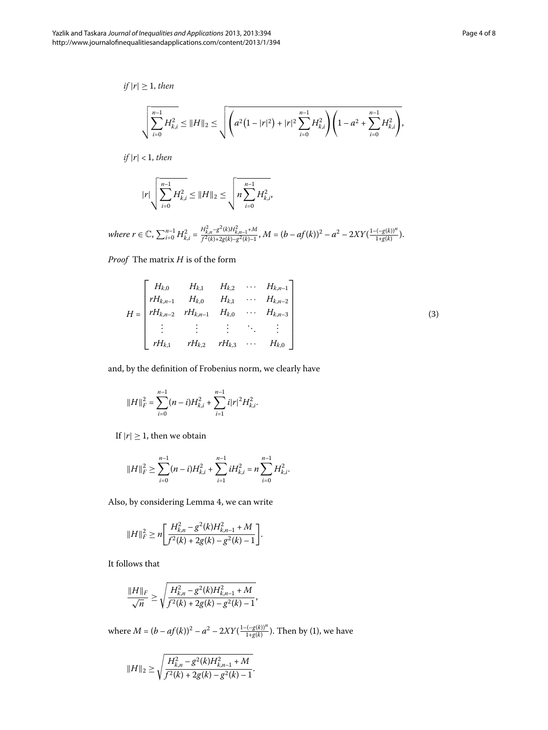*if* $|r| \geq 1$, *then*

$$\sqrt{\sum_{i=0}^{n-1} H_{k,i}^2} \leq \|H\|_2 \leq \sqrt{\left(a^2\left(1-|r|^2\right)+|r|^2\sum_{i=0}^{n-1} H_{k,i}^2\right)\left(1-a^2+\sum_{i=0}^{n-1} H_{k,i}^2\right)},$$

*if* $|r| < 1$, *then*

$$|r|\sqrt{\sum_{i=0}^{n-1} H_{k,i}^2} \leq \|H\|_2 \leq \sqrt{n\sum_{i=0}^{n-1} H_{k,i}^2},$$

*where* $r \in \mathbb{C}$, $\sum_{i=0}^{n-1} H_{k,i}^2 = \frac{H_{k,n}^2 - g^2(k)H_{k,n-1}^2 + M}{f^2(k)+2g(k)-g^2(k)-1}$, $M = (b-af(k))^2 - a^2 - 2XY(\frac{1-(-g(k))^n}{1+g(k)})$.

*Proof* The matrix $H$ is of the form

$$H = \begin{bmatrix} H_{k,0} & H_{k,1} & H_{k,2} & \cdots & H_{k,n-1} \\ rH_{k,n-1} & H_{k,0} & H_{k,1} & \cdots & H_{k,n-2} \\ rH_{k,n-2} & rH_{k,n-1} & H_{k,0} & \cdots & H_{k,n-3} \\ \vdots & \vdots & \vdots & \ddots & \vdots \\ rH_{k,1} & rH_{k,2} & rH_{k,3} & \cdots & H_{k,0} \end{bmatrix} \tag{3}$$

and, by the definition of Frobenius norm, we clearly have

$$\|H\|_F^2 = \sum_{i=0}^{n-1}(n-i)H_{k,i}^2 + \sum_{i=1}^{n-1} i|r|^2 H_{k,i}^2.$$

If $|r| \geq 1$, then we obtain

$$\|H\|_F^2 \geq \sum_{i=0}^{n-1}(n-i)H_{k,i}^2 + \sum_{i=1}^{n-1} iH_{k,i}^2 = n\sum_{i=0}^{n-1} H_{k,i}^2.$$

Also, by considering Lemma 4, we can write

$$\|H\|_F^2 \geq n\left[\frac{H_{k,n}^2 - g^2(k)H_{k,n-1}^2 + M}{f^2(k)+2g(k)-g^2(k)-1}\right].$$

It follows that

$$\frac{\|H\|_F}{\sqrt{n}} \geq \sqrt{\frac{H_{k,n}^2 - g^2(k)H_{k,n-1}^2 + M}{f^2(k)+2g(k)-g^2(k)-1}},$$

where $M = (b-af(k))^2 - a^2 - 2XY(\frac{1-(-g(k))^n}{1+g(k)})$. Then by (1), we have

$$\|H\|_2 \geq \sqrt{\frac{H_{k,n}^2 - g^2(k)H_{k,n-1}^2 + M}{f^2(k)+2g(k)-g^2(k)-1}}.$$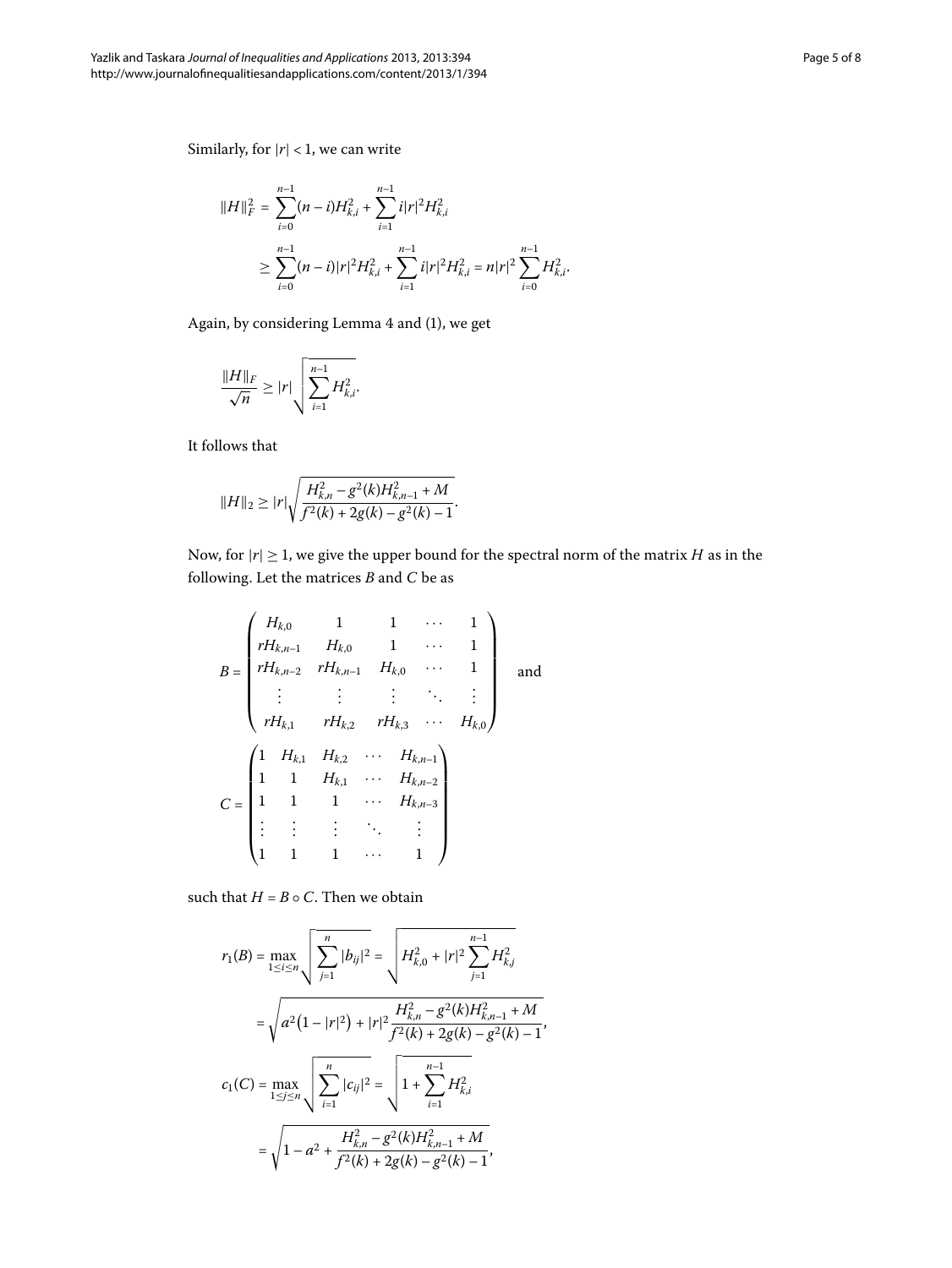Similarly, for $|r| < 1$, we can write

$$
\begin{aligned}
\|H\|_F^2 &= \sum_{i=0}^{n-1}(n-i)H_{k,i}^2 + \sum_{i=1}^{n-1} i|r|^2 H_{k,i}^2 \\
&\geq \sum_{i=0}^{n-1}(n-i)|r|^2 H_{k,i}^2 + \sum_{i=1}^{n-1} i|r|^2 H_{k,i}^2 = n|r|^2 \sum_{i=0}^{n-1} H_{k,i}^2.
\end{aligned}
$$

Again, by considering Lemma 4 and (1), we get

$$
\frac{\|H\|_F}{\sqrt{n}} \geq |r| \sqrt{\sum_{i=1}^{n-1} H_{k,i}^2}.
$$

It follows that

$$
\|H\|_2 \geq |r| \sqrt{\frac{H_{k,n}^2 - g^2(k)H_{k,n-1}^2 + M}{f^2(k) + 2g(k) - g^2(k) - 1}}.
$$

Now, for $|r| \geq 1$, we give the upper bound for the spectral norm of the matrix $H$ as in the following. Let the matrices $B$ and $C$ be as

$$
B = \begin{pmatrix}
H_{k,0} & 1 & 1 & \cdots & 1 \\
rH_{k,n-1} & H_{k,0} & 1 & \cdots & 1 \\
rH_{k,n-2} & rH_{k,n-1} & H_{k,0} & \cdots & 1 \\
\vdots & \vdots & \vdots & \ddots & \vdots \\
rH_{k,1} & rH_{k,2} & rH_{k,3} & \cdots & H_{k,0}
\end{pmatrix} \quad \text{and}
$$

$$
C = \begin{pmatrix}
1 & H_{k,1} & H_{k,2} & \cdots & H_{k,n-1} \\
1 & 1 & H_{k,1} & \cdots & H_{k,n-2} \\
1 & 1 & 1 & \cdots & H_{k,n-3} \\
\vdots & \vdots & \vdots & \ddots & \vdots \\
1 & 1 & 1 & \cdots & 1
\end{pmatrix}
$$

such that $H = B \circ C$. Then we obtain

$$
\begin{aligned}
r_1(B) &= \max_{1 \leq i \leq n} \sqrt{\sum_{j=1}^{n} |b_{ij}|^2} = \sqrt{H_{k,0}^2 + |r|^2 \sum_{j=1}^{n-1} H_{k,j}^2} \\
&= \sqrt{a^2\left(1 - |r|^2\right) + |r|^2 \frac{H_{k,n}^2 - g^2(k)H_{k,n-1}^2 + M}{f^2(k) + 2g(k) - g^2(k) - 1}}, \\
c_1(C) &= \max_{1 \leq j \leq n} \sqrt{\sum_{i=1}^{n} |c_{ij}|^2} = \sqrt{1 + \sum_{i=1}^{n-1} H_{k,i}^2} \\
&= \sqrt{1 - a^2 + \frac{H_{k,n}^2 - g^2(k)H_{k,n-1}^2 + M}{f^2(k) + 2g(k) - g^2(k) - 1}},
\end{aligned}
$$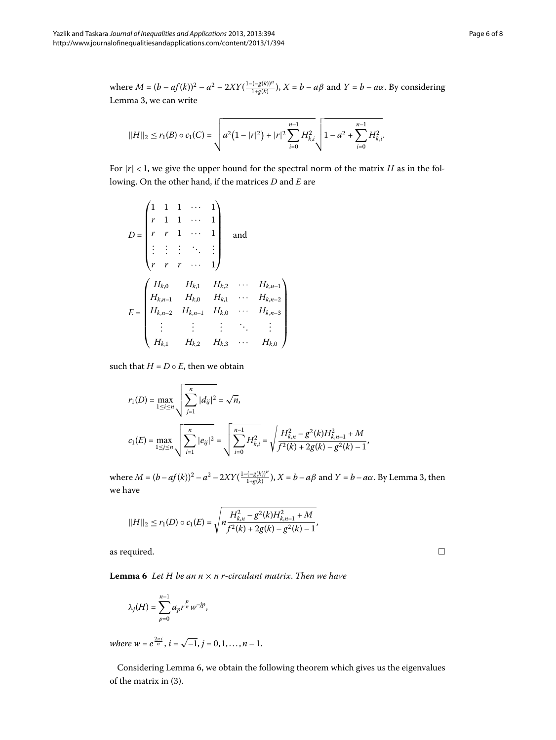where $M = (b - af(k))^2 - a^2 - 2XY(\frac{1-(-g(k))^n}{1+g(k)})$, $X = b - a\beta$ and $Y = b - a\alpha$. By considering Lemma 3, we can write

$$\|H\|_2 \leq r_1(B) \circ c_1(C) = \sqrt{a^2\left(1 - |r|^2\right) + |r|^2 \sum_{i=0}^{n-1} H_{k,i}^2} \sqrt{1 - a^2 + \sum_{i=0}^{n-1} H_{k,i}^2}.$$

For $|r| < 1$, we give the upper bound for the spectral norm of the matrix $H$ as in the following. On the other hand, if the matrices $D$ and $E$ are

$$D = \begin{pmatrix} 1 & 1 & 1 & \cdots & 1 \\ r & 1 & 1 & \cdots & 1 \\ r & r & 1 & \cdots & 1 \\ \vdots & \vdots & \vdots & \ddots & \vdots \\ r & r & r & \cdots & 1 \end{pmatrix} \quad \text{and}$$

$$E = \begin{pmatrix} H_{k,0} & H_{k,1} & H_{k,2} & \cdots & H_{k,n-1} \\ H_{k,n-1} & H_{k,0} & H_{k,1} & \cdots & H_{k,n-2} \\ H_{k,n-2} & H_{k,n-1} & H_{k,0} & \cdots & H_{k,n-3} \\ \vdots & \vdots & \vdots & \ddots & \vdots \\ H_{k,1} & H_{k,2} & H_{k,3} & \cdots & H_{k,0} \end{pmatrix}$$

such that $H = D \circ E$, then we obtain

$$r_1(D) = \max_{1 \leq i \leq n} \sqrt{\sum_{j=1}^{n} |d_{ij}|^2} = \sqrt{n},$$

$$c_1(E) = \max_{1 \leq j \leq n} \sqrt{\sum_{i=1}^{n} |e_{ij}|^2} = \sqrt{\sum_{i=0}^{n-1} H_{k,i}^2} = \sqrt{\frac{H_{k,n}^2 - g^2(k) H_{k,n-1}^2 + M}{f^2(k) + 2g(k) - g^2(k) - 1}},$$

where $M = (b - af(k))^2 - a^2 - 2XY(\frac{1-(-g(k))^n}{1+g(k)})$, $X = b - a\beta$ and $Y = b - a\alpha$. By Lemma 3, then we have

$$\|H\|_2 \leq r_1(D) \circ c_1(E) = \sqrt{n \frac{H_{k,n}^2 - g^2(k) H_{k,n-1}^2 + M}{f^2(k) + 2g(k) - g^2(k) - 1}},$$

as required. □

**Lemma 6** *Let $H$ be an $n \times n$ $r$-circulant matrix. Then we have*

$$\lambda_j(H) = \sum_{p=0}^{n-1} a_p r^{\frac{p}{n}} w^{-jp},$$

*where $w = e^{\frac{2\pi i}{n}}$, $i = \sqrt{-1}$, $j = 0, 1, \ldots, n-1$.*

Considering Lemma 6, we obtain the following theorem which gives us the eigenvalues of the matrix in (3).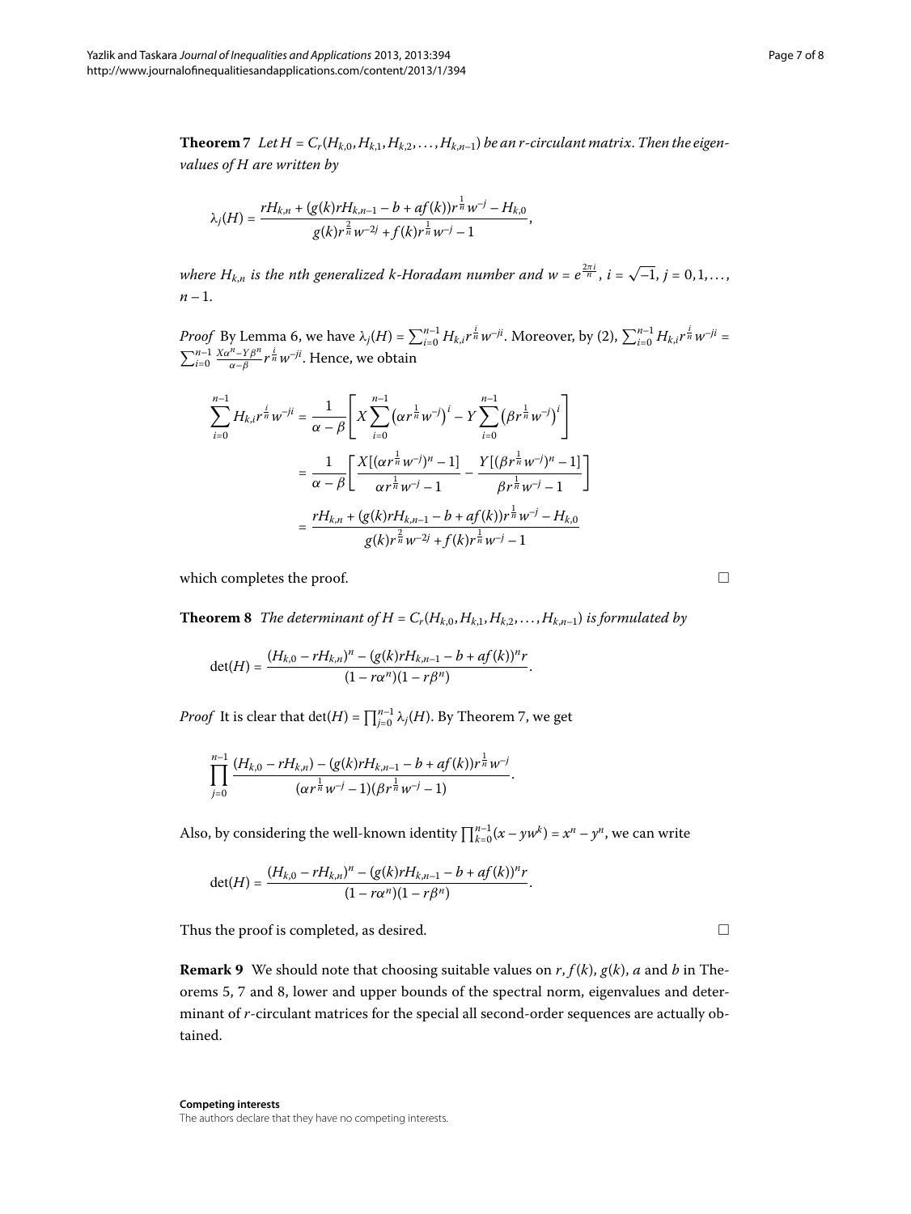**Theorem 7** *Let $H = C_r(H_{k,0}, H_{k,1}, H_{k,2}, \ldots, H_{k,n-1})$ be an r-circulant matrix. Then the eigenvalues of H are written by*

$$\lambda_j(H) = \frac{rH_{k,n} + (g(k)rH_{k,n-1} - b + af(k))r^{\frac{1}{n}}w^{-j} - H_{k,0}}{g(k)r^{\frac{2}{n}}w^{-2j} + f(k)r^{\frac{1}{n}}w^{-j} - 1},$$

*where $H_{k,n}$ is the nth generalized k-Horadam number and $w = e^{\frac{2\pi i}{n}}$, $i = \sqrt{-1}$, $j = 0, 1, \ldots, n-1$.*

*Proof* By Lemma 6, we have $\lambda_j(H) = \sum_{i=0}^{n-1} H_{k,i} r^{\frac{i}{n}} w^{-ji}$. Moreover, by (2), $\sum_{i=0}^{n-1} H_{k,i} r^{\frac{i}{n}} w^{-ji} = \sum_{i=0}^{n-1} \frac{X\alpha^n - Y\beta^n}{\alpha - \beta} r^{\frac{i}{n}} w^{-ji}$. Hence, we obtain

$$\begin{aligned}
\sum_{i=0}^{n-1} H_{k,i} r^{\frac{i}{n}} w^{-ji} &= \frac{1}{\alpha - \beta}\left[X\sum_{i=0}^{n-1}\left(\alpha r^{\frac{1}{n}} w^{-j}\right)^i - Y\sum_{i=0}^{n-1}\left(\beta r^{\frac{1}{n}} w^{-j}\right)^i\right] \\
&= \frac{1}{\alpha - \beta}\left[\frac{X[(\alpha r^{\frac{1}{n}} w^{-j})^n - 1]}{\alpha r^{\frac{1}{n}} w^{-j} - 1} - \frac{Y[(\beta r^{\frac{1}{n}} w^{-j})^n - 1]}{\beta r^{\frac{1}{n}} w^{-j} - 1}\right] \\
&= \frac{rH_{k,n} + (g(k)rH_{k,n-1} - b + af(k))r^{\frac{1}{n}}w^{-j} - H_{k,0}}{g(k)r^{\frac{2}{n}}w^{-2j} + f(k)r^{\frac{1}{n}}w^{-j} - 1}
\end{aligned}$$

which completes the proof. □

**Theorem 8** *The determinant of $H = C_r(H_{k,0}, H_{k,1}, H_{k,2}, \ldots, H_{k,n-1})$ is formulated by*

$$\det(H) = \frac{(H_{k,0} - rH_{k,n})^n - (g(k)rH_{k,n-1} - b + af(k))^n r}{(1 - r\alpha^n)(1 - r\beta^n)}.$$

*Proof* It is clear that $\det(H) = \prod_{j=0}^{n-1} \lambda_j(H)$. By Theorem 7, we get

$$\prod_{j=0}^{n-1} \frac{(H_{k,0} - rH_{k,n}) - (g(k)rH_{k,n-1} - b + af(k))r^{\frac{1}{n}}w^{-j}}{(\alpha r^{\frac{1}{n}}w^{-j} - 1)(\beta r^{\frac{1}{n}}w^{-j} - 1)}.$$

Also, by considering the well-known identity $\prod_{k=0}^{n-1}(x - yw^k) = x^n - y^n$, we can write

$$\det(H) = \frac{(H_{k,0} - rH_{k,n})^n - (g(k)rH_{k,n-1} - b + af(k))^n r}{(1 - r\alpha^n)(1 - r\beta^n)}.$$

Thus the proof is completed, as desired. □

**Remark 9** We should note that choosing suitable values on $r$, $f(k)$, $g(k)$, $a$ and $b$ in Theorems 5, 7 and 8, lower and upper bounds of the spectral norm, eigenvalues and determinant of $r$-circulant matrices for the special all second-order sequences are actually obtained.

**Competing interests**

The authors declare that they have no competing interests.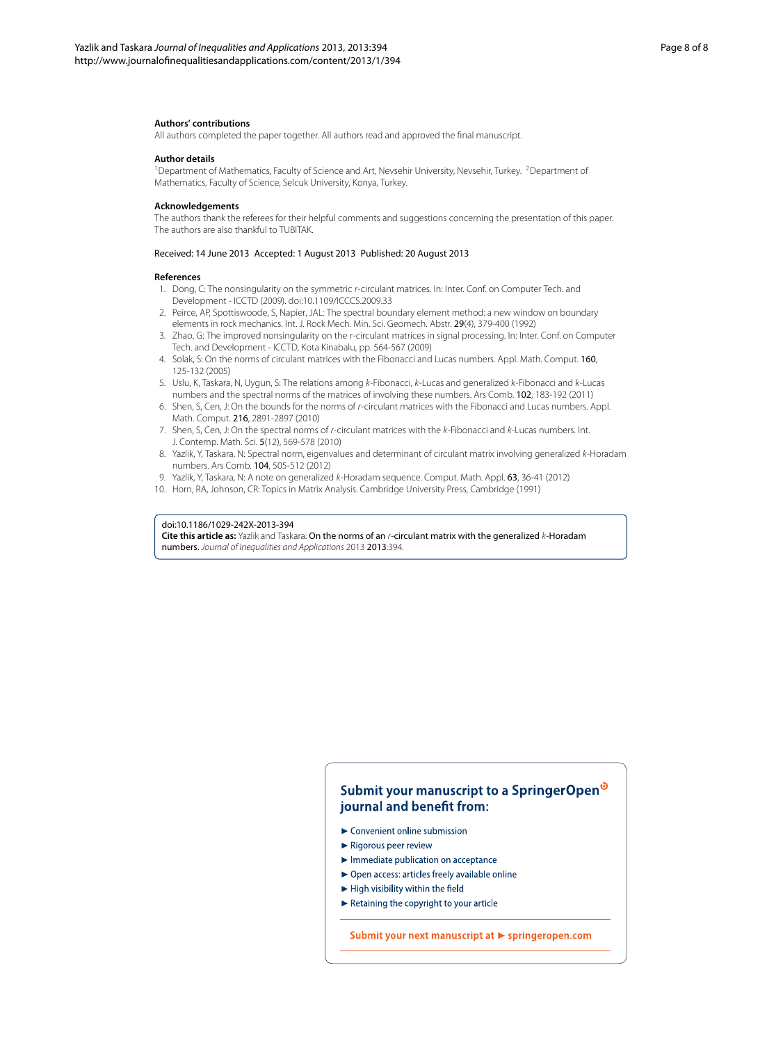**Authors' contributions**

All authors completed the paper together. All authors read and approved the final manuscript.

**Author details**

[1]Department of Mathematics, Faculty of Science and Art, Nevsehir University, Nevsehir, Turkey. [2]Department of Mathematics, Faculty of Science, Selcuk University, Konya, Turkey.

**Acknowledgements**

The authors thank the referees for their helpful comments and suggestions concerning the presentation of this paper. The authors are also thankful to TUBITAK.

Received: 14 June 2013 Accepted: 1 August 2013 Published: 20 August 2013

**References**

1. Dong, C: The nonsingularity on the symmetric *r*-circulant matrices. In: Inter. Conf. on Computer Tech. and Development - ICCTD (2009). doi:10.1109/ICCCS.2009.33
2. Peirce, AP, Spottiswoode, S, Napier, JAL: The spectral boundary element method: a new window on boundary elements in rock mechanics. Int. J. Rock Mech. Min. Sci. Geomech. Abstr. **29**(4), 379-400 (1992)
3. Zhao, G: The improved nonsingularity on the *r*-circulant matrices in signal processing. In: Inter. Conf. on Computer Tech. and Development - ICCTD, Kota Kinabalu, pp. 564-567 (2009)
4. Solak, S: On the norms of circulant matrices with the Fibonacci and Lucas numbers. Appl. Math. Comput. **160**, 125-132 (2005)
5. Uslu, K, Taskara, N, Uygun, S: The relations among *k*-Fibonacci, *k*-Lucas and generalized *k*-Fibonacci and *k*-Lucas numbers and the spectral norms of the matrices of involving these numbers. Ars Comb. **102**, 183-192 (2011)
6. Shen, S, Cen, J: On the bounds for the norms of *r*-circulant matrices with the Fibonacci and Lucas numbers. Appl. Math. Comput. **216**, 2891-2897 (2010)
7. Shen, S, Cen, J: On the spectral norms of *r*-circulant matrices with the *k*-Fibonacci and *k*-Lucas numbers. Int. J. Contemp. Math. Sci. **5**(12), 569-578 (2010)
8. Yazlik, Y, Taskara, N: Spectral norm, eigenvalues and determinant of circulant matrix involving generalized *k*-Horadam numbers. Ars Comb. **104**, 505-512 (2012)
9. Yazlik, Y, Taskara, N: A note on generalized *k*-Horadam sequence. Comput. Math. Appl. **63**, 36-41 (2012)
10. Horn, RA, Johnson, CR: Topics in Matrix Analysis. Cambridge University Press, Cambridge (1991)

doi:10.1186/1029-242X-2013-394

**Cite this article as:** Yazlik and Taskara: On the norms of an *r*-circulant matrix with the generalized *k*-Horadam numbers. *Journal of Inequalities and Applications* 2013 **2013**:394.

**Submit your manuscript to a SpringerOpen journal and benefit from:**

- ► Convenient online submission
- ► Rigorous peer review
- ► Immediate publication on acceptance
- ► Open access: articles freely available online
- ► High visibility within the field
- ► Retaining the copyright to your article

**Submit your next manuscript at ► springeropen.com**